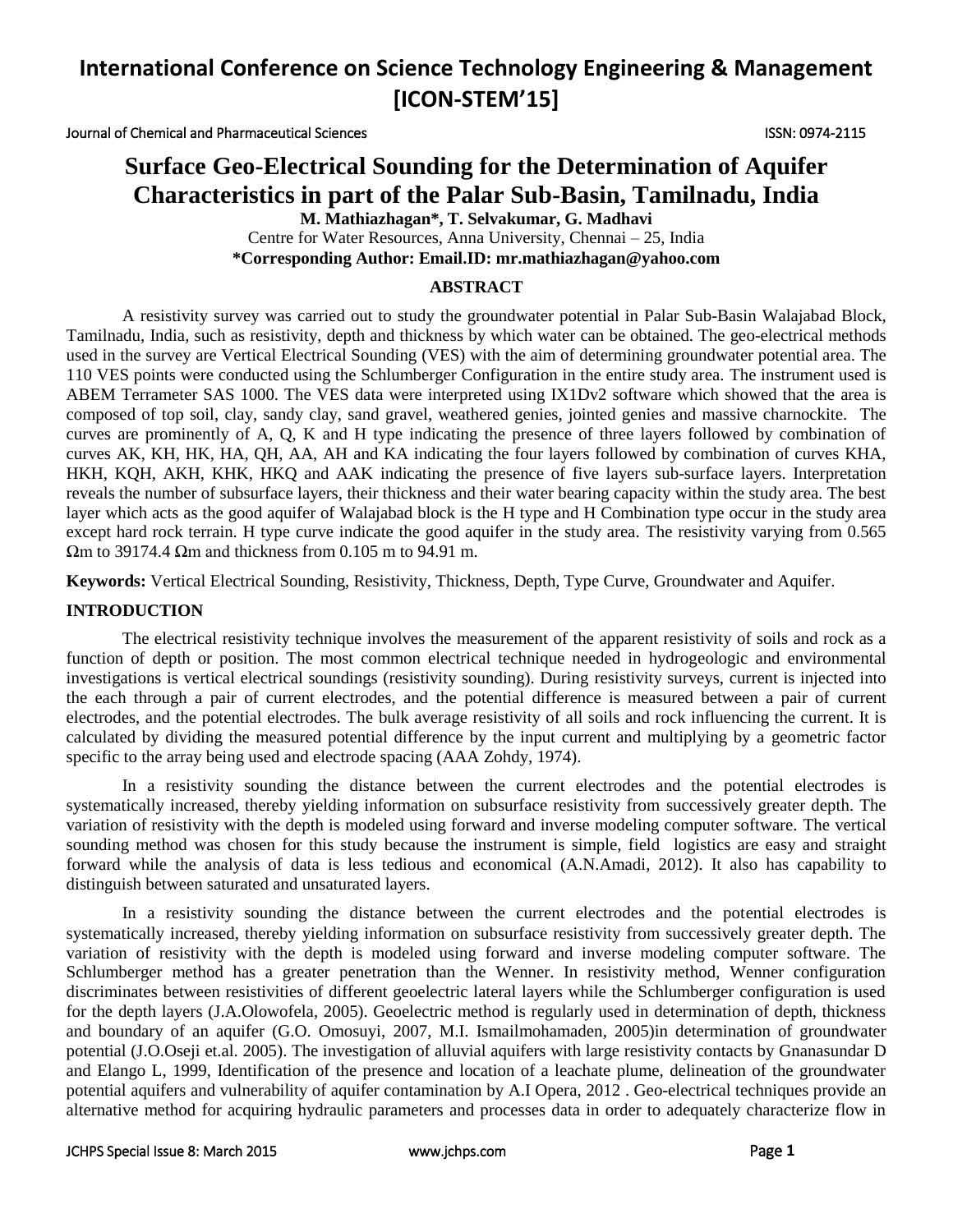# Surface Geo-Electrical Sounding for the Determination of Aquifer Characteristics in part of the Palar Sub-Basin, Tamilnadu, India

**M. Mathiazhagan*, T. Selvakumar, G. Madhavi**

Centre for Water Resources, Anna University, Chennai – 25, India

**\*Corresponding Author: Email.ID: mr.mathiazhagan@yahoo.com**

## ABSTRACT

A resistivity survey was carried out to study the groundwater potential in Palar Sub-Basin Walajabad Block, Tamilnadu, India, such as resistivity, depth and thickness by which water can be obtained. The geo-electrical methods used in the survey are Vertical Electrical Sounding (VES) with the aim of determining groundwater potential area. The 110 VES points were conducted using the Schlumberger Configuration in the entire study area. The instrument used is ABEM Terrameter SAS 1000. The VES data were interpreted using IX1Dv2 software which showed that the area is composed of top soil, clay, sandy clay, sand gravel, weathered genies, jointed genies and massive charnockite. The curves are prominently of A, Q, K and H type indicating the presence of three layers followed by combination of curves AK, KH, HK, HA, QH, AA, AH and KA indicating the four layers followed by combination of curves KHA, HKH, KQH, AKH, KHK, HKQ and AAK indicating the presence of five layers sub-surface layers. Interpretation reveals the number of subsurface layers, their thickness and their water bearing capacity within the study area. The best layer which acts as the good aquifer of Walajabad block is the H type and H Combination type occur in the study area except hard rock terrain. H type curve indicate the good aquifer in the study area. The resistivity varying from 0.565 Ωm to 39174.4 Ωm and thickness from 0.105 m to 94.91 m.

**Keywords:** Vertical Electrical Sounding, Resistivity, Thickness, Depth, Type Curve, Groundwater and Aquifer.

## INTRODUCTION

The electrical resistivity technique involves the measurement of the apparent resistivity of soils and rock as a function of depth or position. The most common electrical technique needed in hydrogeologic and environmental investigations is vertical electrical soundings (resistivity sounding). During resistivity surveys, current is injected into the each through a pair of current electrodes, and the potential difference is measured between a pair of current electrodes, and the potential electrodes. The bulk average resistivity of all soils and rock influencing the current. It is calculated by dividing the measured potential difference by the input current and multiplying by a geometric factor specific to the array being used and electrode spacing (AAA Zohdy, 1974).

In a resistivity sounding the distance between the current electrodes and the potential electrodes is systematically increased, thereby yielding information on subsurface resistivity from successively greater depth. The variation of resistivity with the depth is modeled using forward and inverse modeling computer software. The vertical sounding method was chosen for this study because the instrument is simple, field logistics are easy and straight forward while the analysis of data is less tedious and economical (A.N.Amadi, 2012). It also has capability to distinguish between saturated and unsaturated layers.

In a resistivity sounding the distance between the current electrodes and the potential electrodes is systematically increased, thereby yielding information on subsurface resistivity from successively greater depth. The variation of resistivity with the depth is modeled using forward and inverse modeling computer software. The Schlumberger method has a greater penetration than the Wenner. In resistivity method, Wenner configuration discriminates between resistivities of different geoelectric lateral layers while the Schlumberger configuration is used for the depth layers (J.A.Olowofela, 2005). Geoelectric method is regularly used in determination of depth, thickness and boundary of an aquifer (G.O. Omosuyi, 2007, M.I. Ismailmohamaden, 2005)in determination of groundwater potential (J.O.Oseji et.al. 2005). The investigation of alluvial aquifers with large resistivity contacts by Gnanasundar D and Elango L, 1999, Identification of the presence and location of a leachate plume, delineation of the groundwater potential aquifers and vulnerability of aquifer contamination by A.I Opera, 2012 . Geo-electrical techniques provide an alternative method for acquiring hydraulic parameters and processes data in order to adequately characterize flow in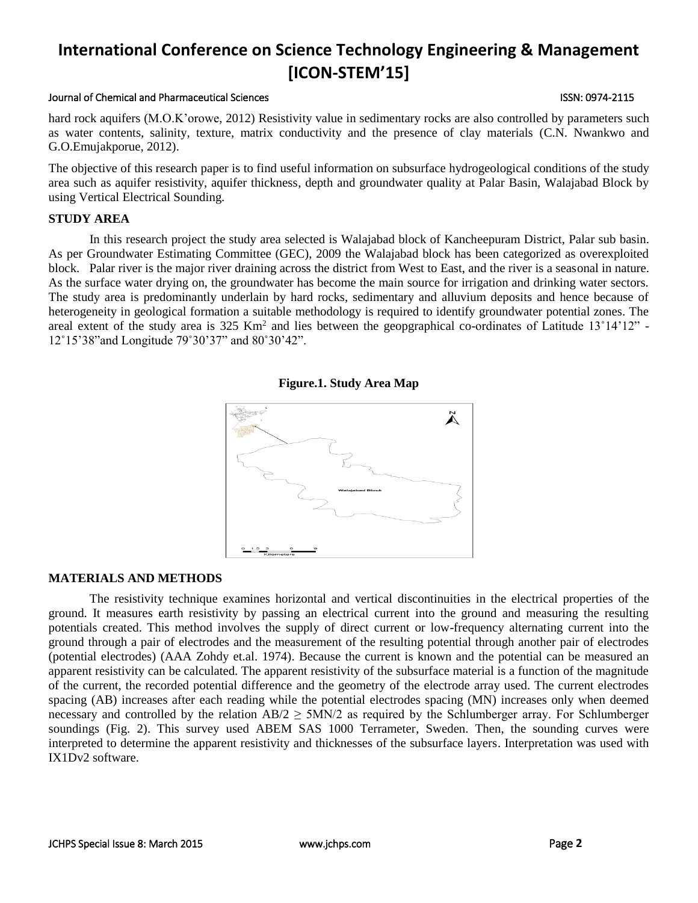hard rock aquifers (M.O.K'orowe, 2012) Resistivity value in sedimentary rocks are also controlled by parameters such as water contents, salinity, texture, matrix conductivity and the presence of clay materials (C.N. Nwankwo and G.O.Emujakporue, 2012).

The objective of this research paper is to find useful information on subsurface hydrogeological conditions of the study area such as aquifer resistivity, aquifer thickness, depth and groundwater quality at Palar Basin, Walajabad Block by using Vertical Electrical Sounding.

## STUDY AREA

In this research project the study area selected is Walajabad block of Kancheepuram District, Palar sub basin. As per Groundwater Estimating Committee (GEC), 2009 the Walajabad block has been categorized as overexploited block. Palar river is the major river draining across the district from West to East, and the river is a seasonal in nature. As the surface water drying on, the groundwater has become the main source for irrigation and drinking water sectors. The study area is predominantly underlain by hard rocks, sedimentary and alluvium deposits and hence because of heterogeneity in geological formation a suitable methodology is required to identify groundwater potential zones. The areal extent of the study area is 325 $Km^2$ and lies between the geopgraphical co-ordinates of Latitude 13˚14'12" - 12˚15'38"and Longitude 79˚30'37" and 80˚30'42".

**Figure.1. Study Area Map**

## MATERIALS AND METHODS

The resistivity technique examines horizontal and vertical discontinuities in the electrical properties of the ground. It measures earth resistivity by passing an electrical current into the ground and measuring the resulting potentials created. This method involves the supply of direct current or low-frequency alternating current into the ground through a pair of electrodes and the measurement of the resulting potential through another pair of electrodes (potential electrodes) (AAA Zohdy et.al. 1974). Because the current is known and the potential can be measured an apparent resistivity can be calculated. The apparent resistivity of the subsurface material is a function of the magnitude of the current, the recorded potential difference and the geometry of the electrode array used. The current electrodes spacing (AB) increases after each reading while the potential electrodes spacing (MN) increases only when deemed necessary and controlled by the relation $AB/2 \geq 5MN/2$ as required by the Schlumberger array. For Schlumberger soundings (Fig. 2). This survey used ABEM SAS 1000 Terrameter, Sweden. Then, the sounding curves were interpreted to determine the apparent resistivity and thicknesses of the subsurface layers. Interpretation was used with IX1Dv2 software.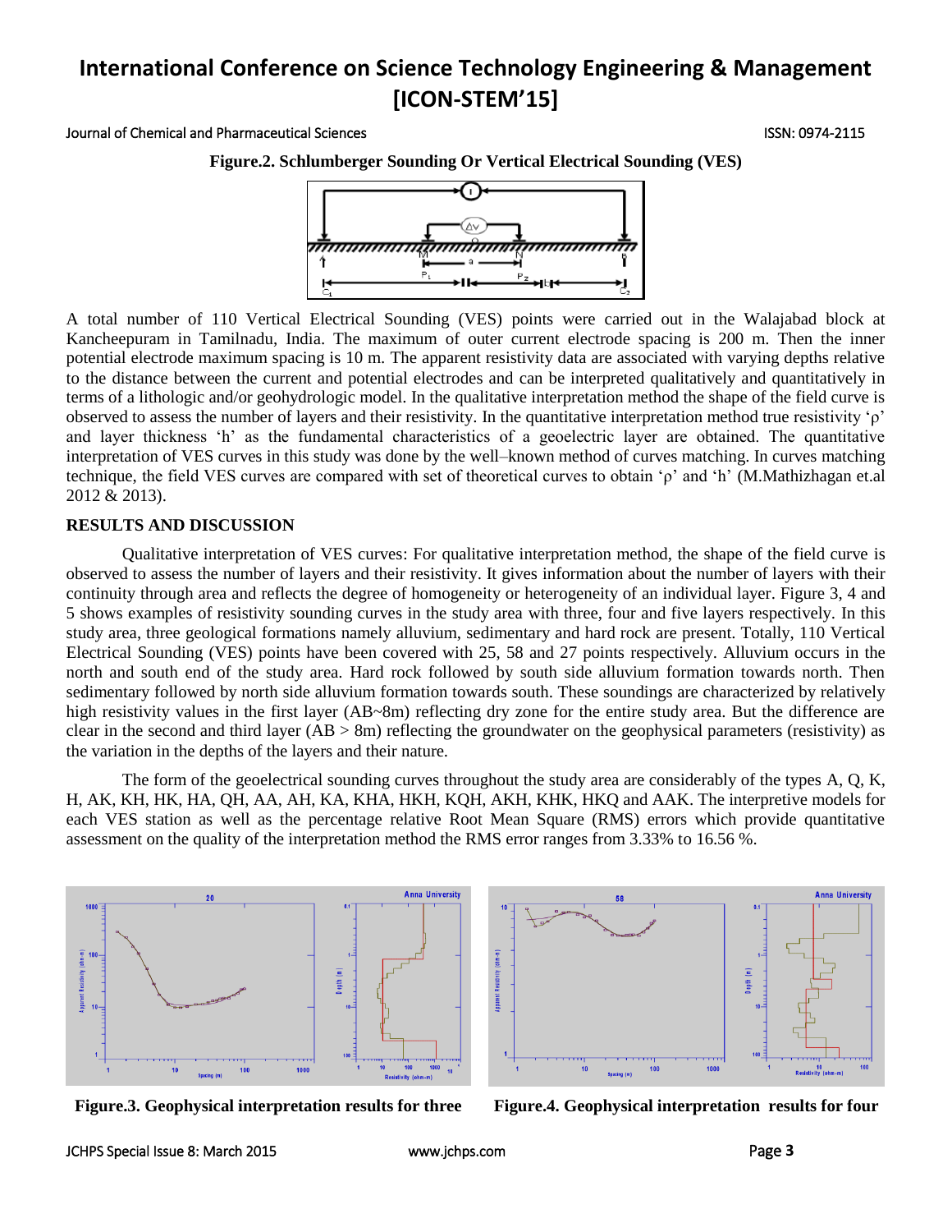**Figure.2. Schlumberger Sounding Or Vertical Electrical Sounding (VES)**

A total number of 110 Vertical Electrical Sounding (VES) points were carried out in the Walajabad block at Kancheepuram in Tamilnadu, India. The maximum of outer current electrode spacing is 200 m. Then the inner potential electrode maximum spacing is 10 m. The apparent resistivity data are associated with varying depths relative to the distance between the current and potential electrodes and can be interpreted qualitatively and quantitatively in terms of a lithologic and/or geohydrologic model. In the qualitative interpretation method the shape of the field curve is observed to assess the number of layers and their resistivity. In the quantitative interpretation method true resistivity 'ρ' and layer thickness 'h' as the fundamental characteristics of a geoelectric layer are obtained. The quantitative interpretation of VES curves in this study was done by the well–known method of curves matching. In curves matching technique, the field VES curves are compared with set of theoretical curves to obtain 'ρ' and 'h' (M.Mathizhagan et.al 2012 & 2013).

## RESULTS AND DISCUSSION

Qualitative interpretation of VES curves: For qualitative interpretation method, the shape of the field curve is observed to assess the number of layers and their resistivity. It gives information about the number of layers with their continuity through area and reflects the degree of homogeneity or heterogeneity of an individual layer. Figure 3, 4 and 5 shows examples of resistivity sounding curves in the study area with three, four and five layers respectively. In this study area, three geological formations namely alluvium, sedimentary and hard rock are present. Totally, 110 Vertical Electrical Sounding (VES) points have been covered with 25, 58 and 27 points respectively. Alluvium occurs in the north and south end of the study area. Hard rock followed by south side alluvium formation towards north. Then sedimentary followed by north side alluvium formation towards south. These soundings are characterized by relatively high resistivity values in the first layer (AB~8m) reflecting dry zone for the entire study area. But the difference are clear in the second and third layer (AB > 8m) reflecting the groundwater on the geophysical parameters (resistivity) as the variation in the depths of the layers and their nature.

The form of the geoelectrical sounding curves throughout the study area are considerably of the types A, Q, K, H, AK, KH, HK, HA, QH, AA, AH, KA, KHA, HKH, KQH, AKH, KHK, HKQ and AAK. The interpretive models for each VES station as well as the percentage relative Root Mean Square (RMS) errors which provide quantitative assessment on the quality of the interpretation method the RMS error ranges from 3.33% to 16.56 %.

**Figure.3. Geophysical interpretation results for three**

**Figure.4. Geophysical interpretation results for four**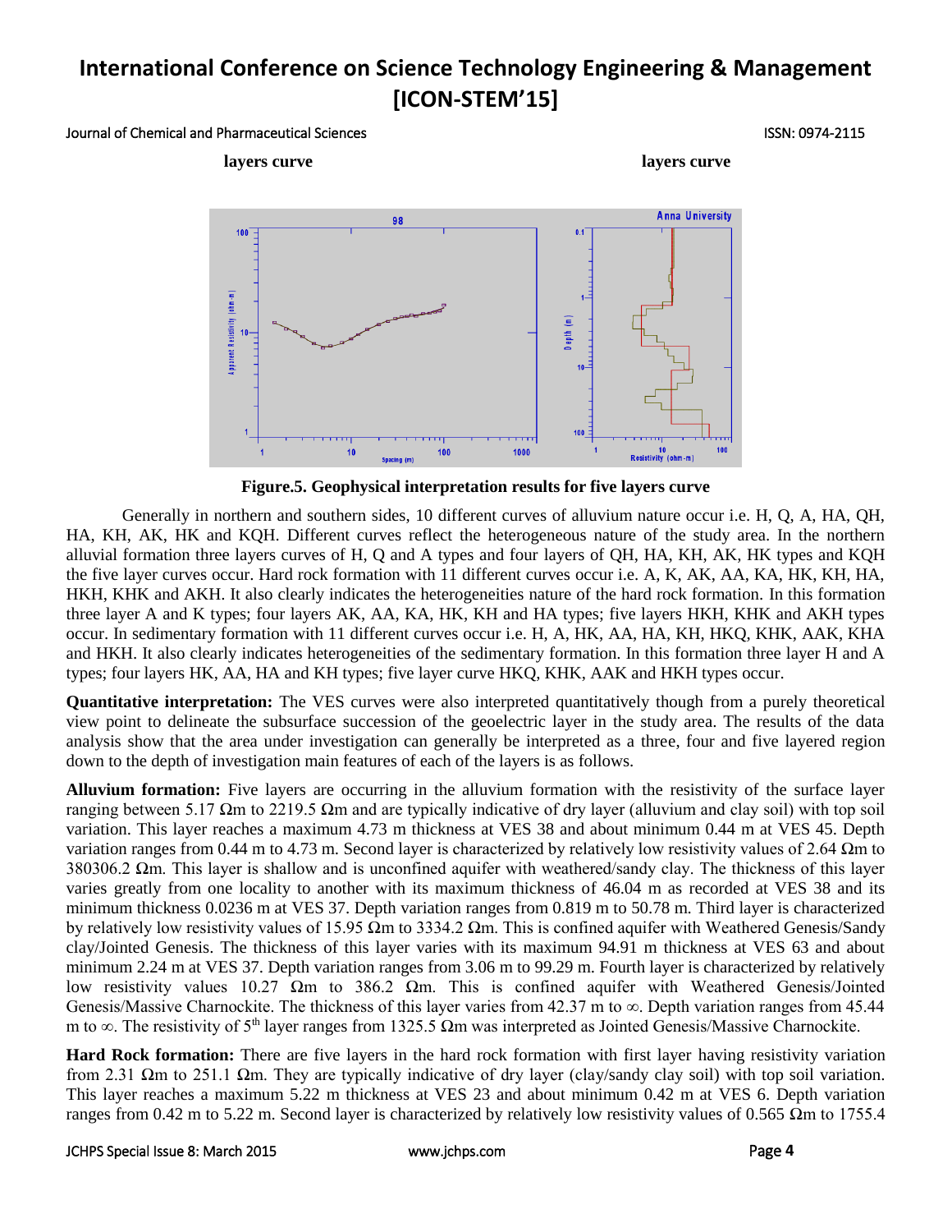layers curve

layers curve

**Figure.5. Geophysical interpretation results for five layers curve**

Generally in northern and southern sides, 10 different curves of alluvium nature occur i.e. H, Q, A, HA, QH, HA, KH, AK, HK and KQH. Different curves reflect the heterogeneous nature of the study area. In the northern alluvial formation three layers curves of H, Q and A types and four layers of QH, HA, KH, AK, HK types and KQH the five layer curves occur. Hard rock formation with 11 different curves occur i.e. A, K, AK, AA, KA, HK, KH, HA, HKH, KHK and AKH. It also clearly indicates the heterogeneities nature of the hard rock formation. In this formation three layer A and K types; four layers AK, AA, KA, HK, KH and HA types; five layers HKH, KHK and AKH types occur. In sedimentary formation with 11 different curves occur i.e. H, A, HK, AA, HA, KH, HKQ, KHK, AAK, KHA and HKH. It also clearly indicates heterogeneities of the sedimentary formation. In this formation three layer H and A types; four layers HK, AA, HA and KH types; five layer curve HKQ, KHK, AAK and HKH types occur.

**Quantitative interpretation:** The VES curves were also interpreted quantitatively though from a purely theoretical view point to delineate the subsurface succession of the geoelectric layer in the study area. The results of the data analysis show that the area under investigation can generally be interpreted as a three, four and five layered region down to the depth of investigation main features of each of the layers is as follows.

**Alluvium formation:** Five layers are occurring in the alluvium formation with the resistivity of the surface layer ranging between 5.17 Ωm to 2219.5 Ωm and are typically indicative of dry layer (alluvium and clay soil) with top soil variation. This layer reaches a maximum 4.73 m thickness at VES 38 and about minimum 0.44 m at VES 45. Depth variation ranges from 0.44 m to 4.73 m. Second layer is characterized by relatively low resistivity values of 2.64 Ωm to 380306.2 Ωm. This layer is shallow and is unconfined aquifer with weathered/sandy clay. The thickness of this layer varies greatly from one locality to another with its maximum thickness of 46.04 m as recorded at VES 38 and its minimum thickness 0.0236 m at VES 37. Depth variation ranges from 0.819 m to 50.78 m. Third layer is characterized by relatively low resistivity values of 15.95 Ωm to 3334.2 Ωm. This is confined aquifer with Weathered Genesis/Sandy clay/Jointed Genesis. The thickness of this layer varies with its maximum 94.91 m thickness at VES 63 and about minimum 2.24 m at VES 37. Depth variation ranges from 3.06 m to 99.29 m. Fourth layer is characterized by relatively low resistivity values 10.27 Ωm to 386.2 Ωm. This is confined aquifer with Weathered Genesis/Jointed Genesis/Massive Charnockite. The thickness of this layer varies from 42.37 m to ∞. Depth variation ranges from 45.44 m to ∞. The resistivity of 5$^{th}$ layer ranges from 1325.5 Ωm was interpreted as Jointed Genesis/Massive Charnockite.

**Hard Rock formation:** There are five layers in the hard rock formation with first layer having resistivity variation from 2.31 Ωm to 251.1 Ωm. They are typically indicative of dry layer (clay/sandy clay soil) with top soil variation. This layer reaches a maximum 5.22 m thickness at VES 23 and about minimum 0.42 m at VES 6. Depth variation ranges from 0.42 m to 5.22 m. Second layer is characterized by relatively low resistivity values of 0.565 Ωm to 1755.4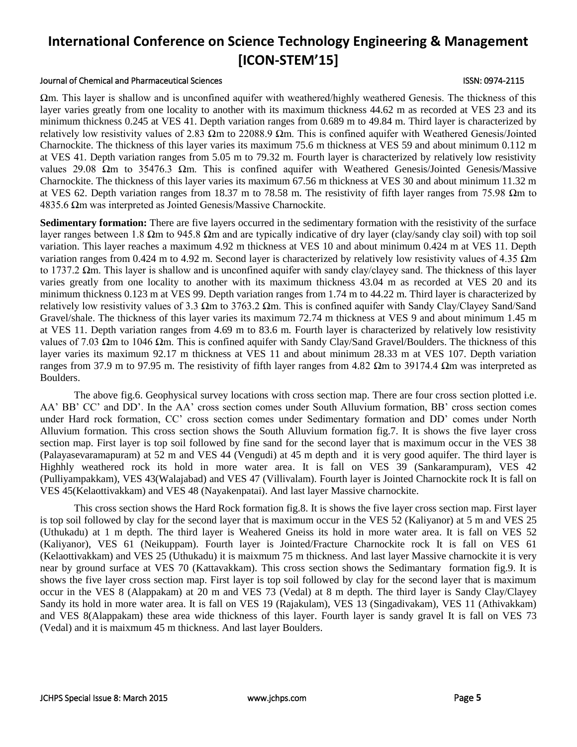Ωm. This layer is shallow and is unconfined aquifer with weathered/highly weathered Genesis. The thickness of this layer varies greatly from one locality to another with its maximum thickness 44.62 m as recorded at VES 23 and its minimum thickness 0.245 at VES 41. Depth variation ranges from 0.689 m to 49.84 m. Third layer is characterized by relatively low resistivity values of 2.83 Ωm to 22088.9 Ωm. This is confined aquifer with Weathered Genesis/Jointed Charnockite. The thickness of this layer varies its maximum 75.6 m thickness at VES 59 and about minimum 0.112 m at VES 41. Depth variation ranges from 5.05 m to 79.32 m. Fourth layer is characterized by relatively low resistivity values 29.08 Ωm to 35476.3 Ωm. This is confined aquifer with Weathered Genesis/Jointed Genesis/Massive Charnockite. The thickness of this layer varies its maximum 67.56 m thickness at VES 30 and about minimum 11.32 m at VES 62. Depth variation ranges from 18.37 m to 78.58 m. The resistivity of fifth layer ranges from 75.98 Ωm to 4835.6 Ωm was interpreted as Jointed Genesis/Massive Charnockite.

**Sedimentary formation:** There are five layers occurred in the sedimentary formation with the resistivity of the surface layer ranges between 1.8 Ωm to 945.8 Ωm and are typically indicative of dry layer (clay/sandy clay soil) with top soil variation. This layer reaches a maximum 4.92 m thickness at VES 10 and about minimum 0.424 m at VES 11. Depth variation ranges from 0.424 m to 4.92 m. Second layer is characterized by relatively low resistivity values of 4.35 Ωm to 1737.2 Ωm. This layer is shallow and is unconfined aquifer with sandy clay/clayey sand. The thickness of this layer varies greatly from one locality to another with its maximum thickness 43.04 m as recorded at VES 20 and its minimum thickness 0.123 m at VES 99. Depth variation ranges from 1.74 m to 44.22 m. Third layer is characterized by relatively low resistivity values of 3.3 Ωm to 3763.2 Ωm. This is confined aquifer with Sandy Clay/Clayey Sand/Sand Gravel/shale. The thickness of this layer varies its maximum 72.74 m thickness at VES 9 and about minimum 1.45 m at VES 11. Depth variation ranges from 4.69 m to 83.6 m. Fourth layer is characterized by relatively low resistivity values of 7.03 Ωm to 1046 Ωm. This is confined aquifer with Sandy Clay/Sand Gravel/Boulders. The thickness of this layer varies its maximum 92.17 m thickness at VES 11 and about minimum 28.33 m at VES 107. Depth variation ranges from 37.9 m to 97.95 m. The resistivity of fifth layer ranges from 4.82 Ωm to 39174.4 Ωm was interpreted as Boulders.

The above fig.6. Geophysical survey locations with cross section map. There are four cross section plotted i.e. AA' BB' CC' and DD'. In the AA' cross section comes under South Alluvium formation, BB' cross section comes under Hard rock formation, CC' cross section comes under Sedimentary formation and DD' comes under North Alluvium formation. This cross section shows the South Alluvium formation fig.7. It is shows the five layer cross section map. First layer is top soil followed by fine sand for the second layer that is maximum occur in the VES 38 (Palayasevaramapuram) at 52 m and VES 44 (Vengudi) at 45 m depth and it is very good aquifer. The third layer is Highhly weathered rock its hold in more water area. It is fall on VES 39 (Sankarampuram), VES 42 (Pulliyampakkam), VES 43(Walajabad) and VES 47 (Villivalam). Fourth layer is Jointed Charnockite rock It is fall on VES 45(Kelaottivakkam) and VES 48 (Nayakenpatai). And last layer Massive charnockite.

This cross section shows the Hard Rock formation fig.8. It is shows the five layer cross section map. First layer is top soil followed by clay for the second layer that is maximum occur in the VES 52 (Kaliyanor) at 5 m and VES 25 (Uthukadu) at 1 m depth. The third layer is Weahered Gneiss its hold in more water area. It is fall on VES 52 (Kaliyanor), VES 61 (Neikuppam). Fourth layer is Jointed/Fracture Charnockite rock It is fall on VES 61 (Kelaottivakkam) and VES 25 (Uthukadu) it is maixmum 75 m thickness. And last layer Massive charnockite it is very near by ground surface at VES 70 (Kattavakkam). This cross section shows the Sedimantary formation fig.9. It is shows the five layer cross section map. First layer is top soil followed by clay for the second layer that is maximum occur in the VES 8 (Alappakam) at 20 m and VES 73 (Vedal) at 8 m depth. The third layer is Sandy Clay/Clayey Sandy its hold in more water area. It is fall on VES 19 (Rajakulam), VES 13 (Singadivakam), VES 11 (Athivakkam) and VES 8(Alappakam) these area wide thickness of this layer. Fourth layer is sandy gravel It is fall on VES 73 (Vedal) and it is maixmum 45 m thickness. And last layer Boulders.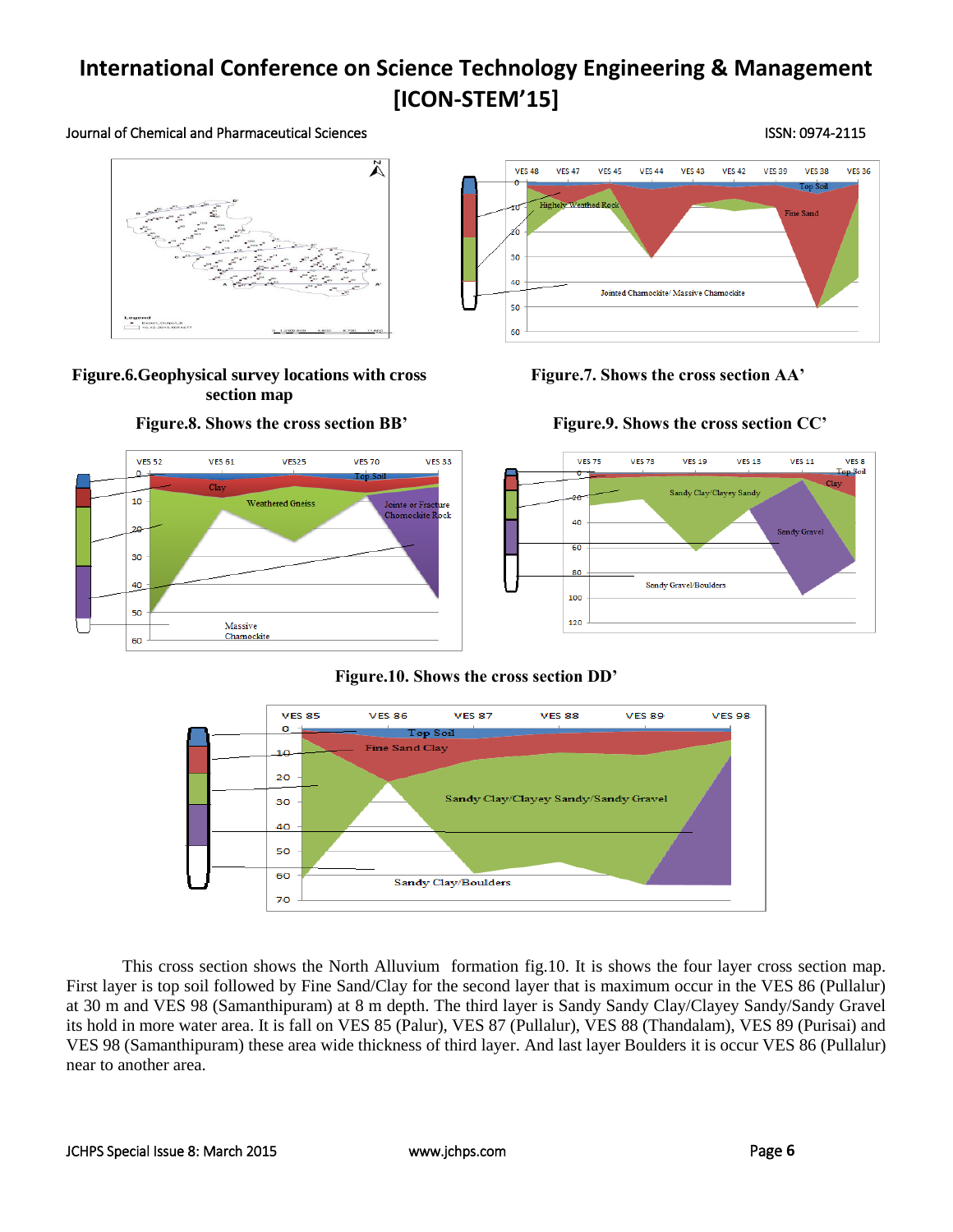**Figure.6.Geophysical survey locations with cross section map**

**Figure.7. Shows the cross section AA'**

**Figure.8. Shows the cross section BB'**

**Figure.9. Shows the cross section CC'**

**Figure.10. Shows the cross section DD'**

This cross section shows the North Alluvium formation fig.10. It is shows the four layer cross section map. First layer is top soil followed by Fine Sand/Clay for the second layer that is maximum occur in the VES 86 (Pullalur) at 30 m and VES 98 (Samanthipuram) at 8 m depth. The third layer is Sandy Sandy Clay/Clayey Sandy/Sandy Gravel its hold in more water area. It is fall on VES 85 (Palur), VES 87 (Pullalur), VES 88 (Thandalam), VES 89 (Purisai) and VES 98 (Samanthipuram) these area wide thickness of third layer. And last layer Boulders it is occur VES 86 (Pullalur) near to another area.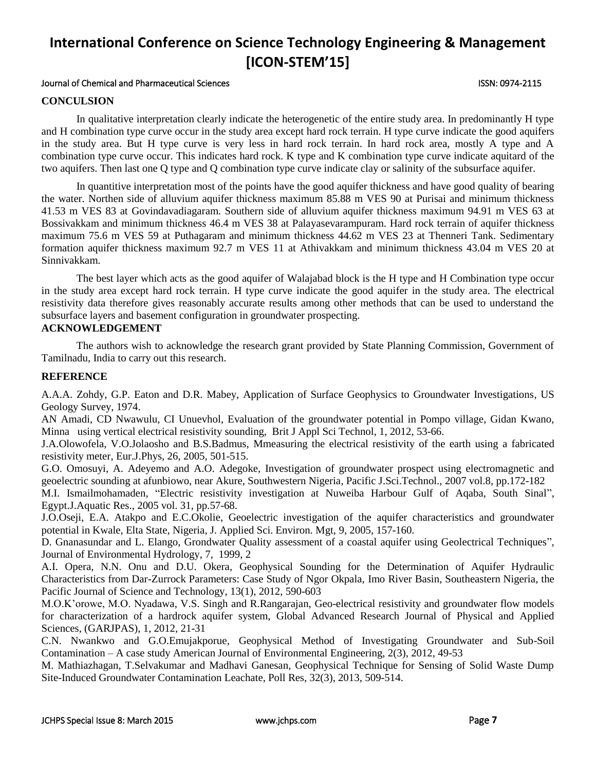## CONCULSION

In qualitative interpretation clearly indicate the heterogenetic of the entire study area. In predominantly H type and H combination type curve occur in the study area except hard rock terrain. H type curve indicate the good aquifers in the study area. But H type curve is very less in hard rock terrain. In hard rock area, mostly A type and A combination type curve occur. This indicates hard rock. K type and K combination type curve indicate aquitard of the two aquifers. Then last one Q type and Q combination type curve indicate clay or salinity of the subsurface aquifer.

In quantitive interpretation most of the points have the good aquifer thickness and have good quality of bearing the water. Northen side of alluvium aquifer thickness maximum 85.88 m VES 90 at Purisai and minimum thickness 41.53 m VES 83 at Govindavadiagaram. Southern side of alluvium aquifer thickness maximum 94.91 m VES 63 at Bossivakkam and minimum thickness 46.4 m VES 38 at Palayasevarampuram. Hard rock terrain of aquifer thickness maximum 75.6 m VES 59 at Puthagaram and minimum thickness 44.62 m VES 23 at Thenneri Tank. Sedimentary formation aquifer thickness maximum 92.7 m VES 11 at Athivakkam and minimum thickness 43.04 m VES 20 at Sinnivakkam.

The best layer which acts as the good aquifer of Walajabad block is the H type and H Combination type occur in the study area except hard rock terrain. H type curve indicate the good aquifer in the study area. The electrical resistivity data therefore gives reasonably accurate results among other methods that can be used to understand the subsurface layers and basement configuration in groundwater prospecting.

## ACKNOWLEDGEMENT

The authors wish to acknowledge the research grant provided by State Planning Commission, Government of Tamilnadu, India to carry out this research.

## REFERENCE

A.A.A. Zohdy, G.P. Eaton and D.R. Mabey, Application of Surface Geophysics to Groundwater Investigations, US Geology Survey, 1974.

AN Amadi, CD Nwawulu, CI Unuevhol, Evaluation of the groundwater potential in Pompo village, Gidan Kwano, Minna using vertical electrical resistivity sounding, Brit J Appl Sci Technol, 1, 2012, 53-66.

J.A.Olowofela, V.O.Jolaosho and B.S.Badmus, Mmeasuring the electrical resistivity of the earth using a fabricated resistivity meter, Eur.J.Phys, 26, 2005, 501-515.

G.O. Omosuyi, A. Adeyemo and A.O. Adegoke, Investigation of groundwater prospect using electromagnetic and geoelectric sounding at afunbiowo, near Akure, Southwestern Nigeria, Pacific J.Sci.Technol., 2007 vol.8, pp.172-182

M.I. Ismailmohamaden, "Electric resistivity investigation at Nuweiba Harbour Gulf of Aqaba, South Sinal", Egypt.J.Aquatic Res., 2005 vol. 31, pp.57-68.

J.O.Oseji, E.A. Atakpo and E.C.Okolie, Geoelectric investigation of the aquifer characteristics and groundwater potential in Kwale, Elta State, Nigeria, J. Applied Sci. Environ. Mgt, 9, 2005, 157-160.

D. Gnanasundar and L. Elango, Grondwater Quality assessment of a coastal aquifer using Geolectrical Techniques", Journal of Environmental Hydrology, 7, 1999, 2

A.I. Opera, N.N. Onu and D.U. Okera, Geophysical Sounding for the Determination of Aquifer Hydraulic Characteristics from Dar-Zurrock Parameters: Case Study of Ngor Okpala, Imo River Basin, Southeastern Nigeria, the Pacific Journal of Science and Technology, 13(1), 2012, 590-603

M.O.K'orowe, M.O. Nyadawa, V.S. Singh and R.Rangarajan, Geo-electrical resistivity and groundwater flow models for characterization of a hardrock aquifer system, Global Advanced Research Journal of Physical and Applied Sciences, (GARJPAS), 1, 2012, 21-31

C.N. Nwankwo and G.O.Emujakporue, Geophysical Method of Investigating Groundwater and Sub-Soil Contamination – A case study American Journal of Environmental Engineering, 2(3), 2012, 49-53

M. Mathiazhagan, T.Selvakumar and Madhavi Ganesan, Geophysical Technique for Sensing of Solid Waste Dump Site-Induced Groundwater Contamination Leachate, Poll Res, 32(3), 2013, 509-514.